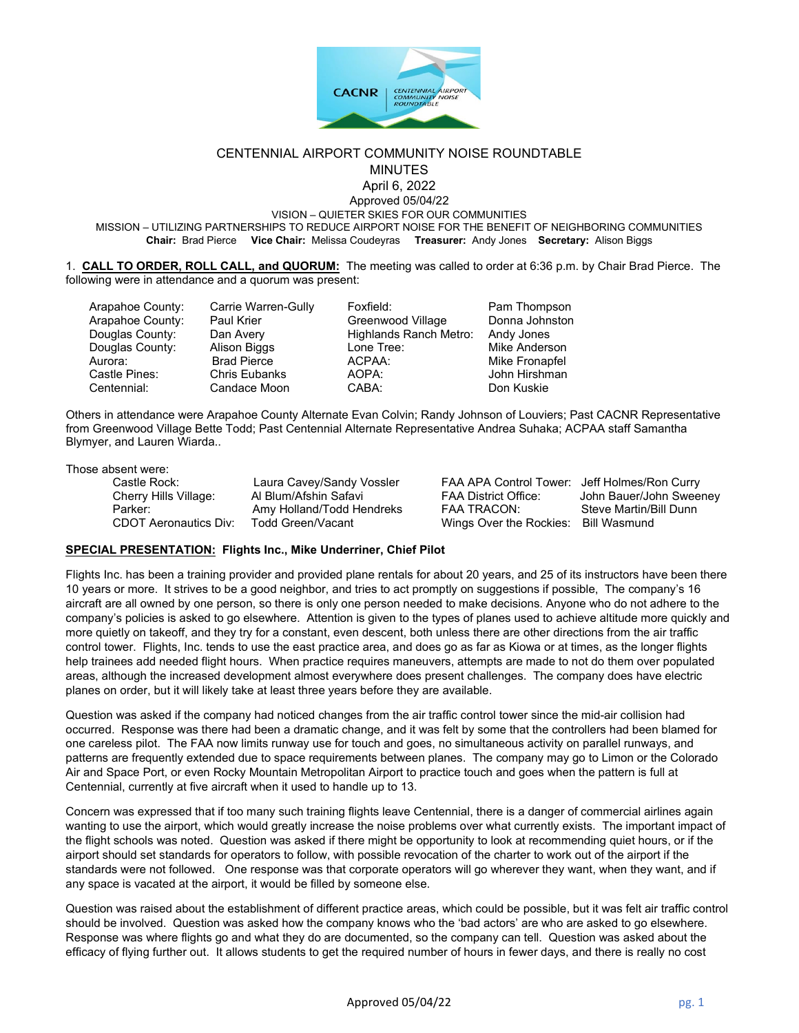CACNR | CENTENNIAL AIRPORT COMMUNITY NOISE ROUNDTABLE

# CENTENNIAL AIRPORT COMMUNITY NOISE ROUNDTABLE
## MINUTES
### April 6, 2022

Approved 05/04/22

VISION – QUIETER SKIES FOR OUR COMMUNITIES

MISSION – UTILIZING PARTNERSHIPS TO REDUCE AIRPORT NOISE FOR THE BENEFIT OF NEIGHBORING COMMUNITIES

**Chair:** Brad Pierce **Vice Chair:** Melissa Coudeyras **Treasurer:** Andy Jones **Secretary:** Alison Biggs

1. **CALL TO ORDER, ROLL CALL, and QUORUM:** The meeting was called to order at 6:36 p.m. by Chair Brad Pierce. The following were in attendance and a quorum was present:

| | | | |
|---|---|---|---|
| Arapahoe County: | Carrie Warren-Gully | Foxfield: | Pam Thompson |
| Arapahoe County: | Paul Krier | Greenwood Village | Donna Johnston |
| Douglas County: | Dan Avery | Highlands Ranch Metro: | Andy Jones |
| Douglas County: | Alison Biggs | Lone Tree: | Mike Anderson |
| Aurora: | Brad Pierce | ACPAA: | Mike Fronapfel |
| Castle Pines: | Chris Eubanks | AOPA: | John Hirshman |
| Centennial: | Candace Moon | CABA: | Don Kuskie |

Others in attendance were Arapahoe County Alternate Evan Colvin; Randy Johnson of Louviers; Past CACNR Representative from Greenwood Village Bette Todd; Past Centennial Alternate Representative Andrea Suhaka; ACPAA staff Samantha Blymyer, and Lauren Wiarda..

Those absent were:

| | | | |
|---|---|---|---|
| Castle Rock: | Laura Cavey/Sandy Vossler | FAA APA Control Tower: | Jeff Holmes/Ron Curry |
| Cherry Hills Village: | Al Blum/Afshin Safavi | FAA District Office: | John Bauer/John Sweeney |
| Parker: | Amy Holland/Todd Hendreks | FAA TRACON: | Steve Martin/Bill Dunn |
| CDOT Aeronautics Div: | Todd Green/Vacant | Wings Over the Rockies: | Bill Wasmund |

**SPECIAL PRESENTATION: Flights Inc., Mike Underriner, Chief Pilot**

Flights Inc. has been a training provider and provided plane rentals for about 20 years, and 25 of its instructors have been there 10 years or more. It strives to be a good neighbor, and tries to act promptly on suggestions if possible, The company's 16 aircraft are all owned by one person, so there is only one person needed to make decisions. Anyone who do not adhere to the company's policies is asked to go elsewhere. Attention is given to the types of planes used to achieve altitude more quickly and more quietly on takeoff, and they try for a constant, even descent, both unless there are other directions from the air traffic control tower. Flights, Inc. tends to use the east practice area, and does go as far as Kiowa or at times, as the longer flights help trainees add needed flight hours. When practice requires maneuvers, attempts are made to not do them over populated areas, although the increased development almost everywhere does present challenges. The company does have electric planes on order, but it will likely take at least three years before they are available.

Question was asked if the company had noticed changes from the air traffic control tower since the mid-air collision had occurred. Response was there had been a dramatic change, and it was felt by some that the controllers had been blamed for one careless pilot. The FAA now limits runway use for touch and goes, no simultaneous activity on parallel runways, and patterns are frequently extended due to space requirements between planes. The company may go to Limon or the Colorado Air and Space Port, or even Rocky Mountain Metropolitan Airport to practice touch and goes when the pattern is full at Centennial, currently at five aircraft when it used to handle up to 13.

Concern was expressed that if too many such training flights leave Centennial, there is a danger of commercial airlines again wanting to use the airport, which would greatly increase the noise problems over what currently exists. The important impact of the flight schools was noted. Question was asked if there might be opportunity to look at recommending quiet hours, or if the airport should set standards for operators to follow, with possible revocation of the charter to work out of the airport if the standards were not followed. One response was that corporate operators will go wherever they want, when they want, and if any space is vacated at the airport, it would be filled by someone else.

Question was raised about the establishment of different practice areas, which could be possible, but it was felt air traffic control should be involved. Question was asked how the company knows who the 'bad actors' are who are asked to go elsewhere. Response was where flights go and what they do are documented, so the company can tell. Question was asked about the efficacy of flying further out. It allows students to get the required number of hours in fewer days, and there is really no cost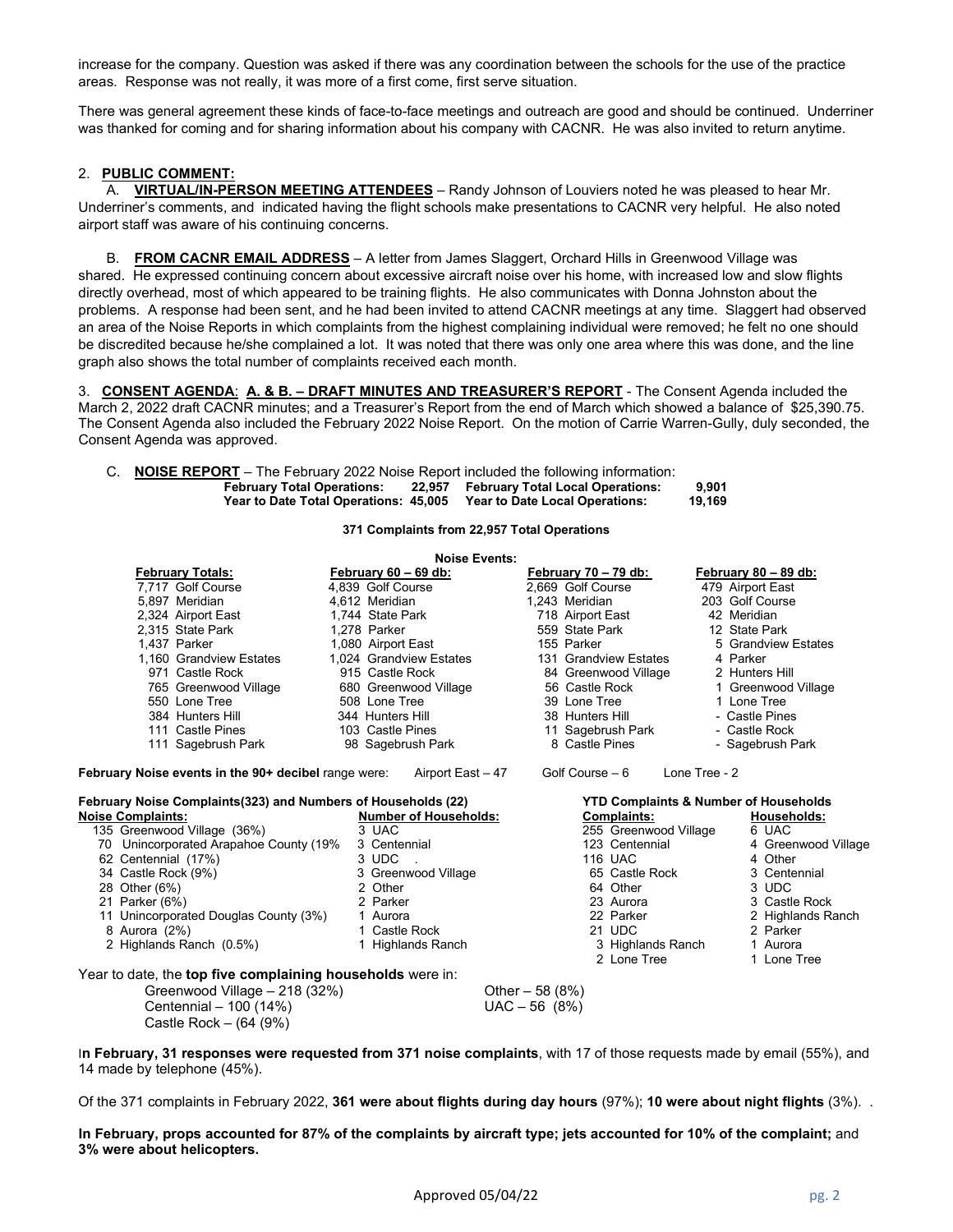increase for the company. Question was asked if there was any coordination between the schools for the use of the practice areas. Response was not really, it was more of a first come, first serve situation.

There was general agreement these kinds of face-to-face meetings and outreach are good and should be continued. Underriner was thanked for coming and for sharing information about his company with CACNR. He was also invited to return anytime.

2. **PUBLIC COMMENT:**

A. **VIRTUAL/IN-PERSON MEETING ATTENDEES** – Randy Johnson of Louviers noted he was pleased to hear Mr. Underriner's comments, and indicated having the flight schools make presentations to CACNR very helpful. He also noted airport staff was aware of his continuing concerns.

B. **FROM CACNR EMAIL ADDRESS** – A letter from James Slaggert, Orchard Hills in Greenwood Village was shared. He expressed continuing concern about excessive aircraft noise over his home, with increased low and slow flights directly overhead, most of which appeared to be training flights. He also communicates with Donna Johnston about the problems. A response had been sent, and he had been invited to attend CACNR meetings at any time. Slaggert had observed an area of the Noise Reports in which complaints from the highest complaining individual were removed; he felt no one should be discredited because he/she complained a lot. It was noted that there was only one area where this was done, and the line graph also shows the total number of complaints received each month.

3. **CONSENT AGENDA**: **A. & B. – DRAFT MINUTES AND TREASURER'S REPORT** - The Consent Agenda included the March 2, 2022 draft CACNR minutes; and a Treasurer's Report from the end of March which showed a balance of $25,390.75. The Consent Agenda also included the February 2022 Noise Report. On the motion of Carrie Warren-Gully, duly seconded, the Consent Agenda was approved.

C. **NOISE REPORT** – The February 2022 Noise Report included the following information:

| | | | |
|---|---|---|---|
| **February Total Operations:** | **22,957** | **February Total Local Operations:** | **9,901** |
| **Year to Date Total Operations:** | **45,005** | **Year to Date Local Operations:** | **19,169** |

**371 Complaints from 22,957 Total Operations**

**Noise Events:**

| **February Totals:** | **February 60 – 69 db:** | **February 70 – 79 db:** | **February 80 – 89 db:** |
|---|---|---|---|
| 7,717 Golf Course | 4,839 Golf Course | 2,669 Golf Course | 479 Airport East |
| 5,897 Meridian | 4,612 Meridian | 1,243 Meridian | 203 Golf Course |
| 2,324 Airport East | 1,744 State Park | 718 Airport East | 42 Meridian |
| 2,315 State Park | 1,278 Parker | 559 State Park | 12 State Park |
| 1,437 Parker | 1,080 Airport East | 155 Parker | 5 Grandview Estates |
| 1,160 Grandview Estates | 1,024 Grandview Estates | 131 Grandview Estates | 4 Parker |
| 971 Castle Rock | 915 Castle Rock | 84 Greenwood Village | 2 Hunters Hill |
| 765 Greenwood Village | 680 Greenwood Village | 56 Castle Rock | 1 Greenwood Village |
| 550 Lone Tree | 508 Lone Tree | 39 Lone Tree | 1 Lone Tree |
| 384 Hunters Hill | 344 Hunters Hill | 38 Hunters Hill | - Castle Pines |
| 111 Castle Pines | 103 Castle Pines | 11 Sagebrush Park | - Castle Rock |
| 111 Sagebrush Park | 98 Sagebrush Park | 8 Castle Pines | - Sagebrush Park |

**February Noise events in the 90+ decibel** range were: Airport East – 47 Golf Course – 6 Lone Tree - 2

**February Noise Complaints(323) and Numbers of Households (22)** / **YTD Complaints & Number of Households**

| **Noise Complaints:** | **Number of Households:** | **Complaints:** | **Households:** |
|---|---|---|---|
| 135 Greenwood Village (36%) | 3 UAC | 255 Greenwood Village | 6 UAC |
| 70 Unincorporated Arapahoe County (19% | 3 Centennial | 123 Centennial | 4 Greenwood Village |
| 62 Centennial (17%) | 3 UDC . | 116 UAC | 4 Other |
| 34 Castle Rock (9%) | 3 Greenwood Village | 65 Castle Rock | 3 Centennial |
| 28 Other (6%) | 2 Other | 64 Other | 3 UDC |
| 21 Parker (6%) | 2 Parker | 23 Aurora | 3 Castle Rock |
| 11 Unincorporated Douglas County (3%) | 1 Aurora | 22 Parker | 2 Highlands Ranch |
| 8 Aurora (2%) | 1 Castle Rock | 21 UDC | 2 Parker |
| 2 Highlands Ranch (0.5%) | 1 Highlands Ranch | 3 Highlands Ranch | 1 Aurora |
| | | 2 Lone Tree | 1 Lone Tree |

Year to date, the **top five complaining households** were in:

- Greenwood Village – 218 (32%)
- Centennial – 100 (14%)
- Castle Rock – (64 (9%)
- Other – 58 (8%)
- UAC – 56 (8%)

I**n February, 31 responses were requested from 371 noise complaints**, with 17 of those requests made by email (55%), and 14 made by telephone (45%).

Of the 371 complaints in February 2022, **361 were about flights during day hours** (97%); **10 were about night flights** (3%). .

**In February, props accounted for 87% of the complaints by aircraft type; jets accounted for 10% of the complaint;** and **3% were about helicopters.**

Approved 05/04/22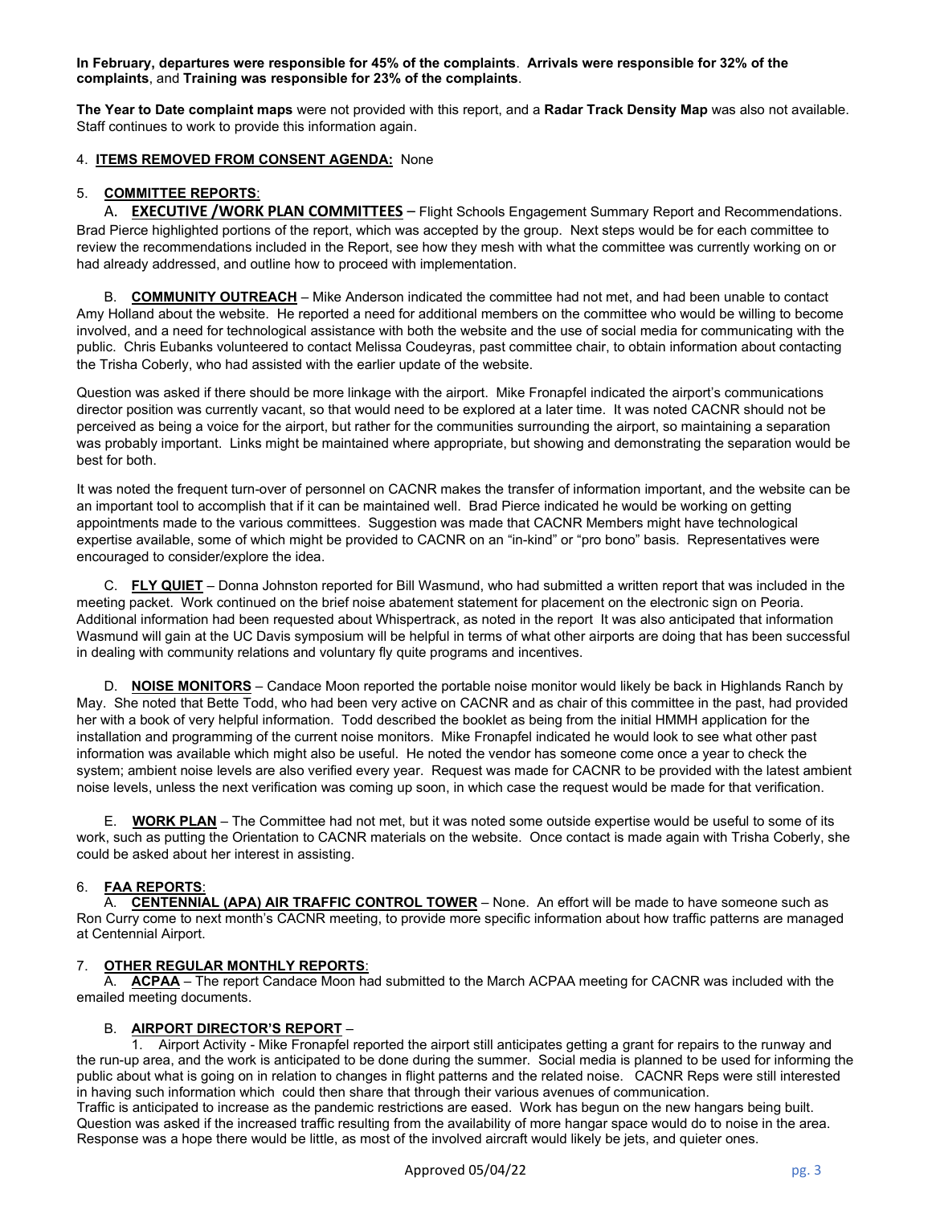**In February, departures were responsible for 45% of the complaints**. **Arrivals were responsible for 32% of the complaints**, and **Training was responsible for 23% of the complaints**.

**The Year to Date complaint maps** were not provided with this report, and a **Radar Track Density Map** was also not available. Staff continues to work to provide this information again.

4. **ITEMS REMOVED FROM CONSENT AGENDA:** None

5. **COMMITTEE REPORTS**:

A. **EXECUTIVE /WORK PLAN COMMITTEES** – Flight Schools Engagement Summary Report and Recommendations. Brad Pierce highlighted portions of the report, which was accepted by the group. Next steps would be for each committee to review the recommendations included in the Report, see how they mesh with what the committee was currently working on or had already addressed, and outline how to proceed with implementation.

B. **COMMUNITY OUTREACH** – Mike Anderson indicated the committee had not met, and had been unable to contact Amy Holland about the website. He reported a need for additional members on the committee who would be willing to become involved, and a need for technological assistance with both the website and the use of social media for communicating with the public. Chris Eubanks volunteered to contact Melissa Coudeyras, past committee chair, to obtain information about contacting the Trisha Coberly, who had assisted with the earlier update of the website.

Question was asked if there should be more linkage with the airport. Mike Fronapfel indicated the airport's communications director position was currently vacant, so that would need to be explored at a later time. It was noted CACNR should not be perceived as being a voice for the airport, but rather for the communities surrounding the airport, so maintaining a separation was probably important. Links might be maintained where appropriate, but showing and demonstrating the separation would be best for both.

It was noted the frequent turn-over of personnel on CACNR makes the transfer of information important, and the website can be an important tool to accomplish that if it can be maintained well. Brad Pierce indicated he would be working on getting appointments made to the various committees. Suggestion was made that CACNR Members might have technological expertise available, some of which might be provided to CACNR on an "in-kind" or "pro bono" basis. Representatives were encouraged to consider/explore the idea.

C. **FLY QUIET** – Donna Johnston reported for Bill Wasmund, who had submitted a written report that was included in the meeting packet. Work continued on the brief noise abatement statement for placement on the electronic sign on Peoria. Additional information had been requested about Whispertrack, as noted in the report It was also anticipated that information Wasmund will gain at the UC Davis symposium will be helpful in terms of what other airports are doing that has been successful in dealing with community relations and voluntary fly quite programs and incentives.

D. **NOISE MONITORS** – Candace Moon reported the portable noise monitor would likely be back in Highlands Ranch by May. She noted that Bette Todd, who had been very active on CACNR and as chair of this committee in the past, had provided her with a book of very helpful information. Todd described the booklet as being from the initial HMMH application for the installation and programming of the current noise monitors. Mike Fronapfel indicated he would look to see what other past information was available which might also be useful. He noted the vendor has someone come once a year to check the system; ambient noise levels are also verified every year. Request was made for CACNR to be provided with the latest ambient noise levels, unless the next verification was coming up soon, in which case the request would be made for that verification.

E. **WORK PLAN** – The Committee had not met, but it was noted some outside expertise would be useful to some of its work, such as putting the Orientation to CACNR materials on the website. Once contact is made again with Trisha Coberly, she could be asked about her interest in assisting.

6. **FAA REPORTS**:

A. **CENTENNIAL (APA) AIR TRAFFIC CONTROL TOWER** – None. An effort will be made to have someone such as Ron Curry come to next month's CACNR meeting, to provide more specific information about how traffic patterns are managed at Centennial Airport.

7. **OTHER REGULAR MONTHLY REPORTS**:

A. **ACPAA** – The report Candace Moon had submitted to the March ACPAA meeting for CACNR was included with the emailed meeting documents.

B. **AIRPORT DIRECTOR'S REPORT** –

1. Airport Activity - Mike Fronapfel reported the airport still anticipates getting a grant for repairs to the runway and the run-up area, and the work is anticipated to be done during the summer. Social media is planned to be used for informing the public about what is going on in relation to changes in flight patterns and the related noise. CACNR Reps were still interested in having such information which could then share that through their various avenues of communication.

Traffic is anticipated to increase as the pandemic restrictions are eased. Work has begun on the new hangars being built. Question was asked if the increased traffic resulting from the availability of more hangar space would do to noise in the area. Response was a hope there would be little, as most of the involved aircraft would likely be jets, and quieter ones.

Approved 05/04/22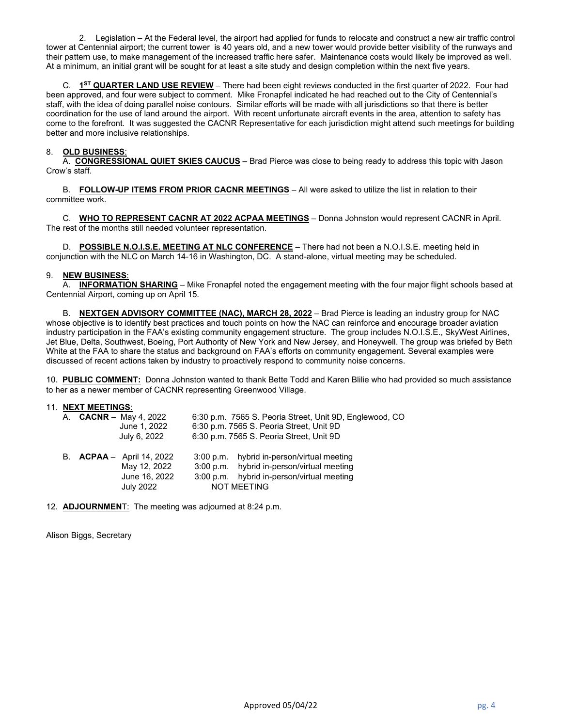2. Legislation – At the Federal level, the airport had applied for funds to relocate and construct a new air traffic control tower at Centennial airport; the current tower is 40 years old, and a new tower would provide better visibility of the runways and their pattern use, to make management of the increased traffic here safer. Maintenance costs would likely be improved as well. At a minimum, an initial grant will be sought for at least a site study and design completion within the next five years.

C. **1ST QUARTER LAND USE REVIEW** – There had been eight reviews conducted in the first quarter of 2022. Four had been approved, and four were subject to comment. Mike Fronapfel indicated he had reached out to the City of Centennial's staff, with the idea of doing parallel noise contours. Similar efforts will be made with all jurisdictions so that there is better coordination for the use of land around the airport. With recent unfortunate aircraft events in the area, attention to safety has come to the forefront. It was suggested the CACNR Representative for each jurisdiction might attend such meetings for building better and more inclusive relationships.

8. **OLD BUSINESS**:

A. **CONGRESSIONAL QUIET SKIES CAUCUS** – Brad Pierce was close to being ready to address this topic with Jason Crow's staff.

B. **FOLLOW-UP ITEMS FROM PRIOR CACNR MEETINGS** – All were asked to utilize the list in relation to their committee work.

C. **WHO TO REPRESENT CACNR AT 2022 ACPAA MEETINGS** – Donna Johnston would represent CACNR in April. The rest of the months still needed volunteer representation.

D. **POSSIBLE N.O.I.S.E. MEETING AT NLC CONFERENCE** – There had not been a N.O.I.S.E. meeting held in conjunction with the NLC on March 14-16 in Washington, DC. A stand-alone, virtual meeting may be scheduled.

9. **NEW BUSINESS**:

A. **INFORMATION SHARING** – Mike Fronapfel noted the engagement meeting with the four major flight schools based at Centennial Airport, coming up on April 15.

B. **NEXTGEN ADVISORY COMMITTEE (NAC), MARCH 28, 2022** – Brad Pierce is leading an industry group for NAC whose objective is to identify best practices and touch points on how the NAC can reinforce and encourage broader aviation industry participation in the FAA's existing community engagement structure. The group includes N.O.I.S.E., SkyWest Airlines, Jet Blue, Delta, Southwest, Boeing, Port Authority of New York and New Jersey, and Honeywell. The group was briefed by Beth White at the FAA to share the status and background on FAA's efforts on community engagement. Several examples were discussed of recent actions taken by industry to proactively respond to community noise concerns.

10. **PUBLIC COMMENT:** Donna Johnston wanted to thank Bette Todd and Karen Blilie who had provided so much assistance to her as a newer member of CACNR representing Greenwood Village.

11. **NEXT MEETINGS**:

| | | |
|---|---|---|
| A. **CACNR** – | May 4, 2022 | 6:30 p.m. 7565 S. Peoria Street, Unit 9D, Englewood, CO |
| | June 1, 2022 | 6:30 p.m. 7565 S. Peoria Street, Unit 9D |
| | July 6, 2022 | 6:30 p.m. 7565 S. Peoria Street, Unit 9D |
| B. **ACPAA** – | April 14, 2022 | 3:00 p.m. hybrid in-person/virtual meeting |
| | May 12, 2022 | 3:00 p.m. hybrid in-person/virtual meeting |
| | June 16, 2022 | 3:00 p.m. hybrid in-person/virtual meeting |
| | July 2022 | NOT MEETING |

12. **ADJOURNMENT**: The meeting was adjourned at 8:24 p.m.

Alison Biggs, Secretary

Approved 05/04/22